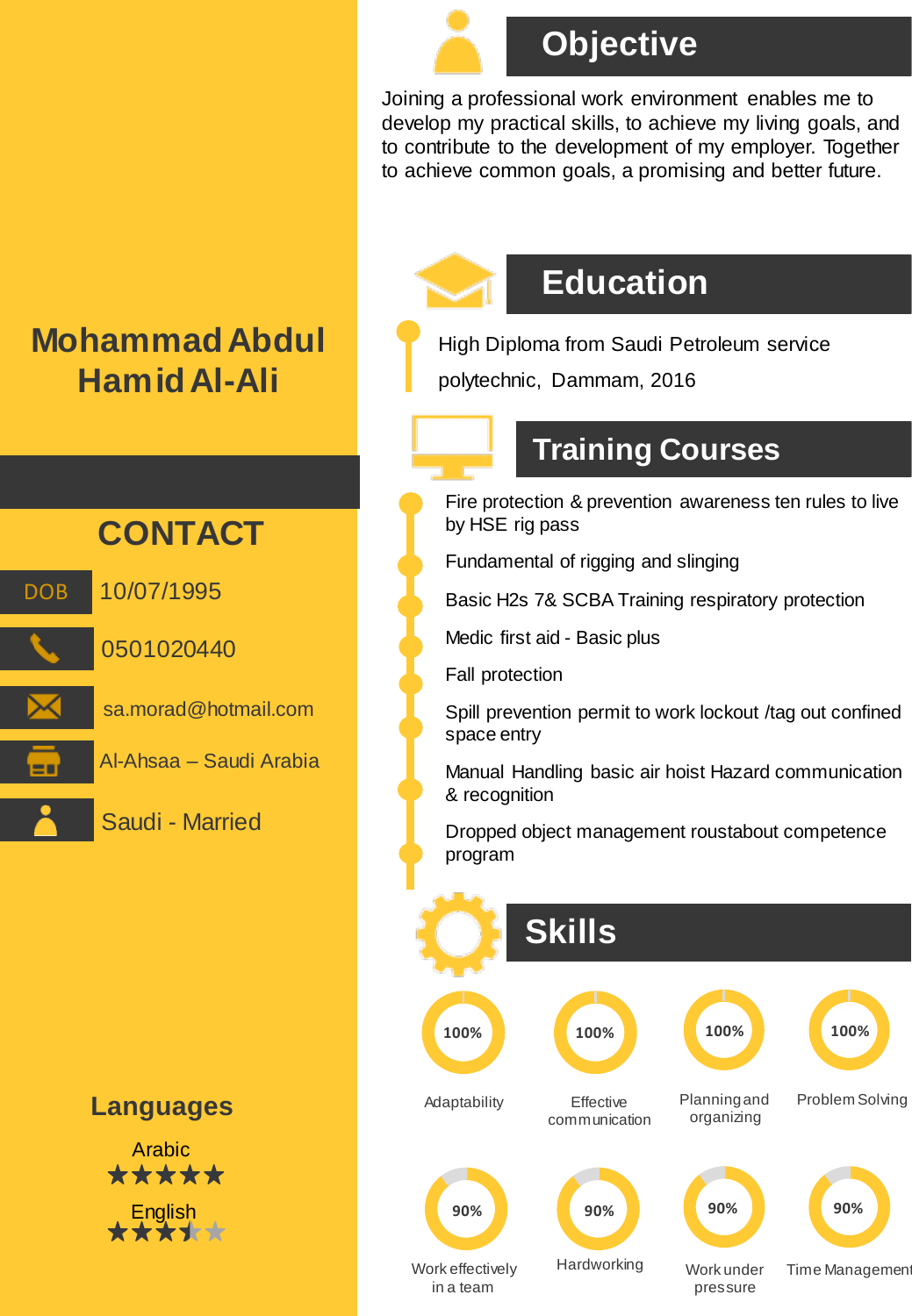# Mohammad Abdul Hamid Al-Ali

## CONTACT

- DOB: 10/07/1995
- 0501020440
- sa.morad@hotmail.com
- Al-Ahsaa – Saudi Arabia
- Saudi - Married

## Languages

Arabic
★★★★★

English
★★★½☆

## Objective

Joining a professional work environment enables me to develop my practical skills, to achieve my living goals, and to contribute to the development of my employer. Together to achieve common goals, a promising and better future.

## Education

- High Diploma from Saudi Petroleum service polytechnic, Dammam, 2016

## Training Courses

- Fire protection & prevention awareness ten rules to live by HSE rig pass
- Fundamental of rigging and slinging
- Basic H2s 7& SCBA Training respiratory protection
- Medic first aid - Basic plus
- Fall protection
- Spill prevention permit to work lockout /tag out confined space entry
- Manual Handling basic air hoist Hazard communication & recognition
- Dropped object management roustabout competence program

## Skills

- Adaptability – 100%
- Effective communication – 100%
- Planning and organizing – 100%
- Problem Solving – 100%
- Work effectively in a team – 90%
- Hardworking – 90%
- Work under pressure – 90%
- Time Management – 90%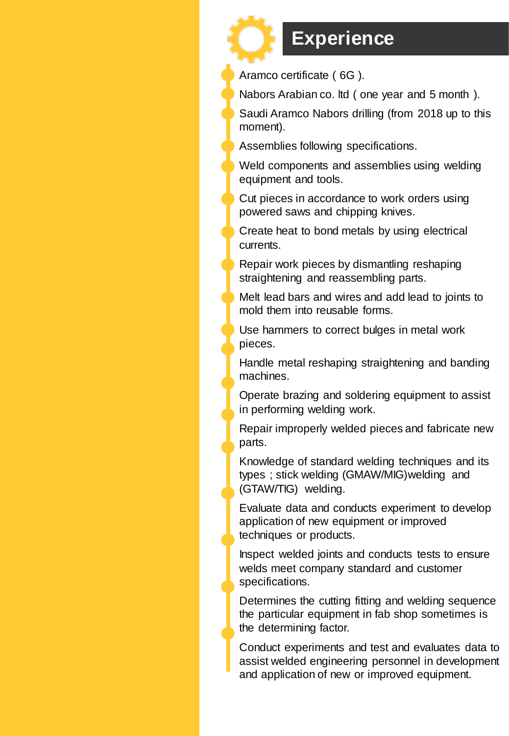## Experience

- Aramco certificate ( 6G ).
- Nabors Arabian co. ltd ( one year and 5 month ).
- Saudi Aramco Nabors drilling (from 2018 up to this moment).
- Assemblies following specifications.
- Weld components and assemblies using welding equipment and tools.
- Cut pieces in accordance to work orders using powered saws and chipping knives.
- Create heat to bond metals by using electrical currents.
- Repair work pieces by dismantling reshaping straightening and reassembling parts.
- Melt lead bars and wires and add lead to joints to mold them into reusable forms.
- Use hammers to correct bulges in metal work pieces.
- Handle metal reshaping straightening and banding machines.
- Operate brazing and soldering equipment to assist in performing welding work.
- Repair improperly welded pieces and fabricate new parts.
- Knowledge of standard welding techniques and its types ; stick welding (GMAW/MIG)welding and (GTAW/TIG) welding.
- Evaluate data and conducts experiment to develop application of new equipment or improved techniques or products.
- Inspect welded joints and conducts tests to ensure welds meet company standard and customer specifications.
- Determines the cutting fitting and welding sequence the particular equipment in fab shop sometimes is the determining factor.
- Conduct experiments and test and evaluates data to assist welded engineering personnel in development and application of new or improved equipment.